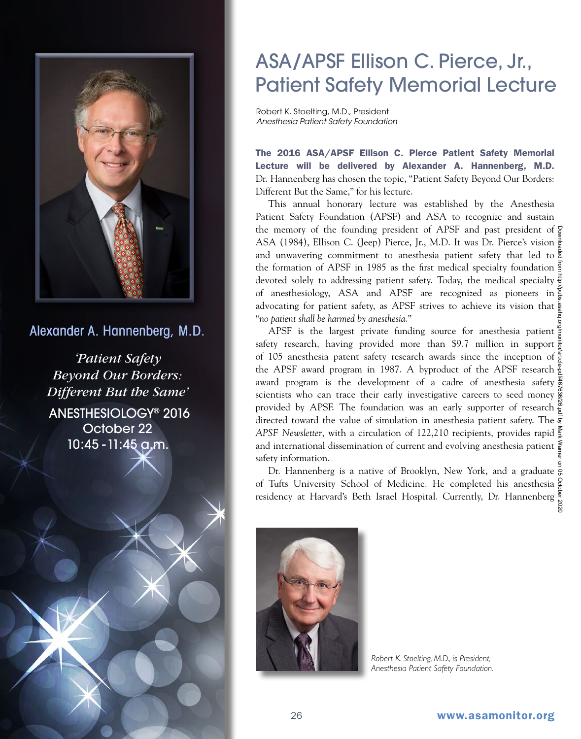Alexander A. Hannenberg, M.D.

*'Patient Safety Beyond Our Borders: Different But the Same'*

ANESTHESIOLOGY® 2016
October 22
10:45 - 11:45 a.m.

# ASA/APSF Ellison C. Pierce, Jr., Patient Safety Memorial Lecture

Robert K. Stoelting, M.D., President
*Anesthesia Patient Safety Foundation*

**The 2016 ASA/APSF Ellison C. Pierce Patient Safety Memorial Lecture will be delivered by Alexander A. Hannenberg, M.D.** Dr. Hannenberg has chosen the topic, "Patient Safety Beyond Our Borders: Different But the Same," for his lecture.

This annual honorary lecture was established by the Anesthesia Patient Safety Foundation (APSF) and ASA to recognize and sustain the memory of the founding president of APSF and past president of ASA (1984), Ellison C. (Jeep) Pierce, Jr., M.D. It was Dr. Pierce's vision and unwavering commitment to anesthesia patient safety that led to the formation of APSF in 1985 as the first medical specialty foundation devoted solely to addressing patient safety. Today, the medical specialty of anesthesiology, ASA and APSF are recognized as pioneers in advocating for patient safety, as APSF strives to achieve its vision that "*no patient shall be harmed by anesthesia*."

APSF is the largest private funding source for anesthesia patient safety research, having provided more than $9.7 million in support of 105 anesthesia patent safety research awards since the inception of the APSF award program in 1987. A byproduct of the APSF research award program is the development of a cadre of anesthesia safety scientists who can trace their early investigative careers to seed money provided by APSF. The foundation was an early supporter of research directed toward the value of simulation in anesthesia patient safety. The *APSF Newsletter*, with a circulation of 122,210 recipients, provides rapid and international dissemination of current and evolving anesthesia patient safety information.

Dr. Hannenberg is a native of Brooklyn, New York, and a graduate of Tufts University School of Medicine. He completed his anesthesia residency at Harvard's Beth Israel Hospital. Currently, Dr. Hannenberg

*Robert K. Stoelting, M.D., is President, Anesthesia Patient Safety Foundation.*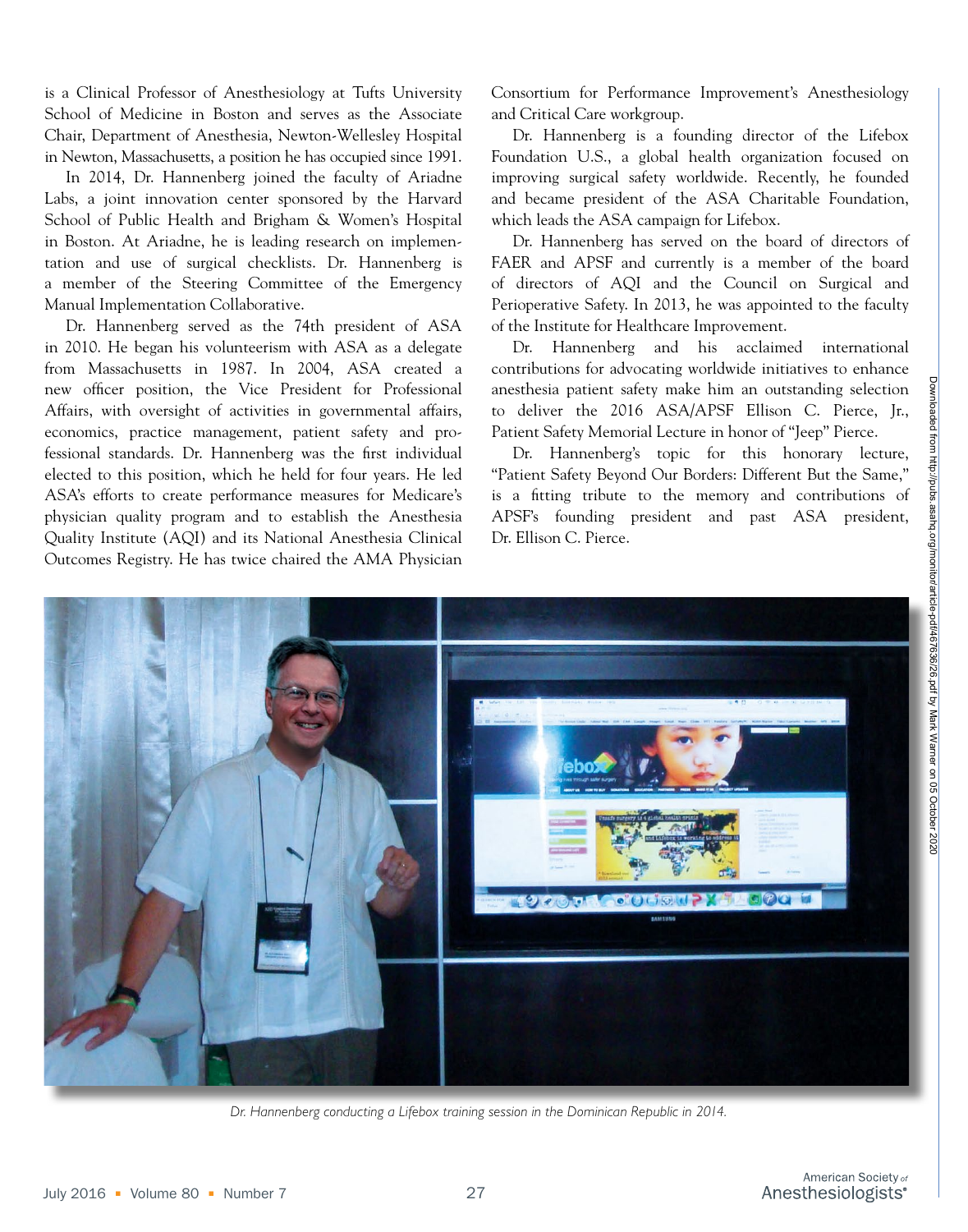is a Clinical Professor of Anesthesiology at Tufts University School of Medicine in Boston and serves as the Associate Chair, Department of Anesthesia, Newton-Wellesley Hospital in Newton, Massachusetts, a position he has occupied since 1991.

In 2014, Dr. Hannenberg joined the faculty of Ariadne Labs, a joint innovation center sponsored by the Harvard School of Public Health and Brigham & Women's Hospital in Boston. At Ariadne, he is leading research on implementation and use of surgical checklists. Dr. Hannenberg is a member of the Steering Committee of the Emergency Manual Implementation Collaborative.

Dr. Hannenberg served as the 74th president of ASA in 2010. He began his volunteerism with ASA as a delegate from Massachusetts in 1987. In 2004, ASA created a new officer position, the Vice President for Professional Affairs, with oversight of activities in governmental affairs, economics, practice management, patient safety and professional standards. Dr. Hannenberg was the first individual elected to this position, which he held for four years. He led ASA's efforts to create performance measures for Medicare's physician quality program and to establish the Anesthesia Quality Institute (AQI) and its National Anesthesia Clinical Outcomes Registry. He has twice chaired the AMA Physician Consortium for Performance Improvement's Anesthesiology and Critical Care workgroup.

Dr. Hannenberg is a founding director of the Lifebox Foundation U.S., a global health organization focused on improving surgical safety worldwide. Recently, he founded and became president of the ASA Charitable Foundation, which leads the ASA campaign for Lifebox.

Dr. Hannenberg has served on the board of directors of FAER and APSF and currently is a member of the board of directors of AQI and the Council on Surgical and Perioperative Safety. In 2013, he was appointed to the faculty of the Institute for Healthcare Improvement.

Dr. Hannenberg and his acclaimed international contributions for advocating worldwide initiatives to enhance anesthesia patient safety make him an outstanding selection to deliver the 2016 ASA/APSF Ellison C. Pierce, Jr., Patient Safety Memorial Lecture in honor of "Jeep" Pierce.

Dr. Hannenberg's topic for this honorary lecture, "Patient Safety Beyond Our Borders: Different But the Same," is a fitting tribute to the memory and contributions of APSF's founding president and past ASA president, Dr. Ellison C. Pierce.

*Dr. Hannenberg conducting a Lifebox training session in the Dominican Republic in 2014.*